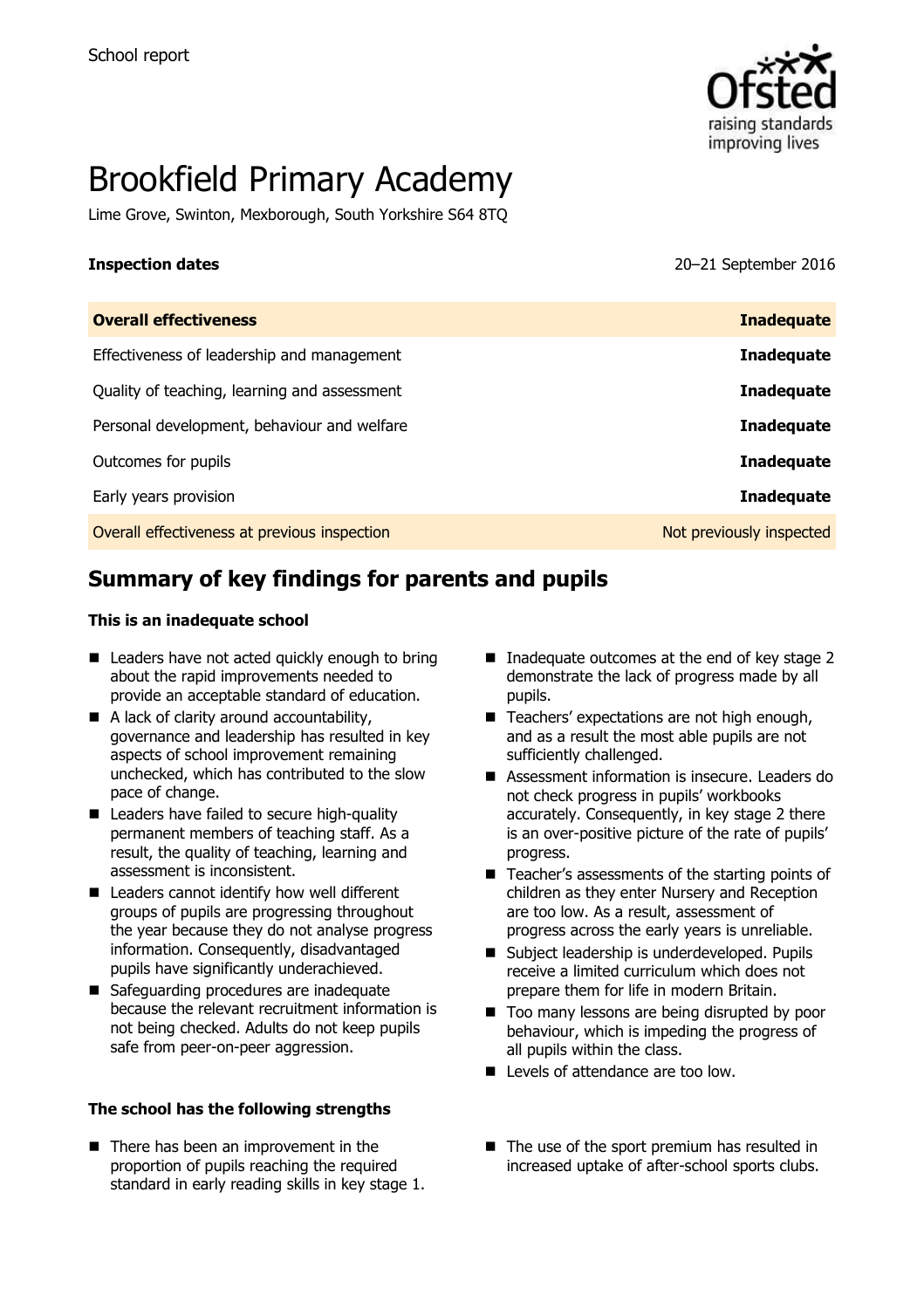School report

# Brookfield Primary Academy

Lime Grove, Swinton, Mexborough, South Yorkshire S64 8TQ

**Inspection dates** 20–21 September 2016

| **Overall effectiveness** | **Inadequate** |
|---|---|
| Effectiveness of leadership and management | **Inadequate** |
| Quality of teaching, learning and assessment | **Inadequate** |
| Personal development, behaviour and welfare | **Inadequate** |
| Outcomes for pupils | **Inadequate** |
| Early years provision | **Inadequate** |
| Overall effectiveness at previous inspection | Not previously inspected |

## Summary of key findings for parents and pupils

**This is an inadequate school**

- Leaders have not acted quickly enough to bring about the rapid improvements needed to provide an acceptable standard of education.
- A lack of clarity around accountability, governance and leadership has resulted in key aspects of school improvement remaining unchecked, which has contributed to the slow pace of change.
- Leaders have failed to secure high-quality permanent members of teaching staff. As a result, the quality of teaching, learning and assessment is inconsistent.
- Leaders cannot identify how well different groups of pupils are progressing throughout the year because they do not analyse progress information. Consequently, disadvantaged pupils have significantly underachieved.
- Safeguarding procedures are inadequate because the relevant recruitment information is not being checked. Adults do not keep pupils safe from peer-on-peer aggression.
- Inadequate outcomes at the end of key stage 2 demonstrate the lack of progress made by all pupils.
- Teachers' expectations are not high enough, and as a result the most able pupils are not sufficiently challenged.
- Assessment information is insecure. Leaders do not check progress in pupils' workbooks accurately. Consequently, in key stage 2 there is an over-positive picture of the rate of pupils' progress.
- Teacher's assessments of the starting points of children as they enter Nursery and Reception are too low. As a result, assessment of progress across the early years is unreliable.
- Subject leadership is underdeveloped. Pupils receive a limited curriculum which does not prepare them for life in modern Britain.
- Too many lessons are being disrupted by poor behaviour, which is impeding the progress of all pupils within the class.
- Levels of attendance are too low.

**The school has the following strengths**

- There has been an improvement in the proportion of pupils reaching the required standard in early reading skills in key stage 1.
- The use of the sport premium has resulted in increased uptake of after-school sports clubs.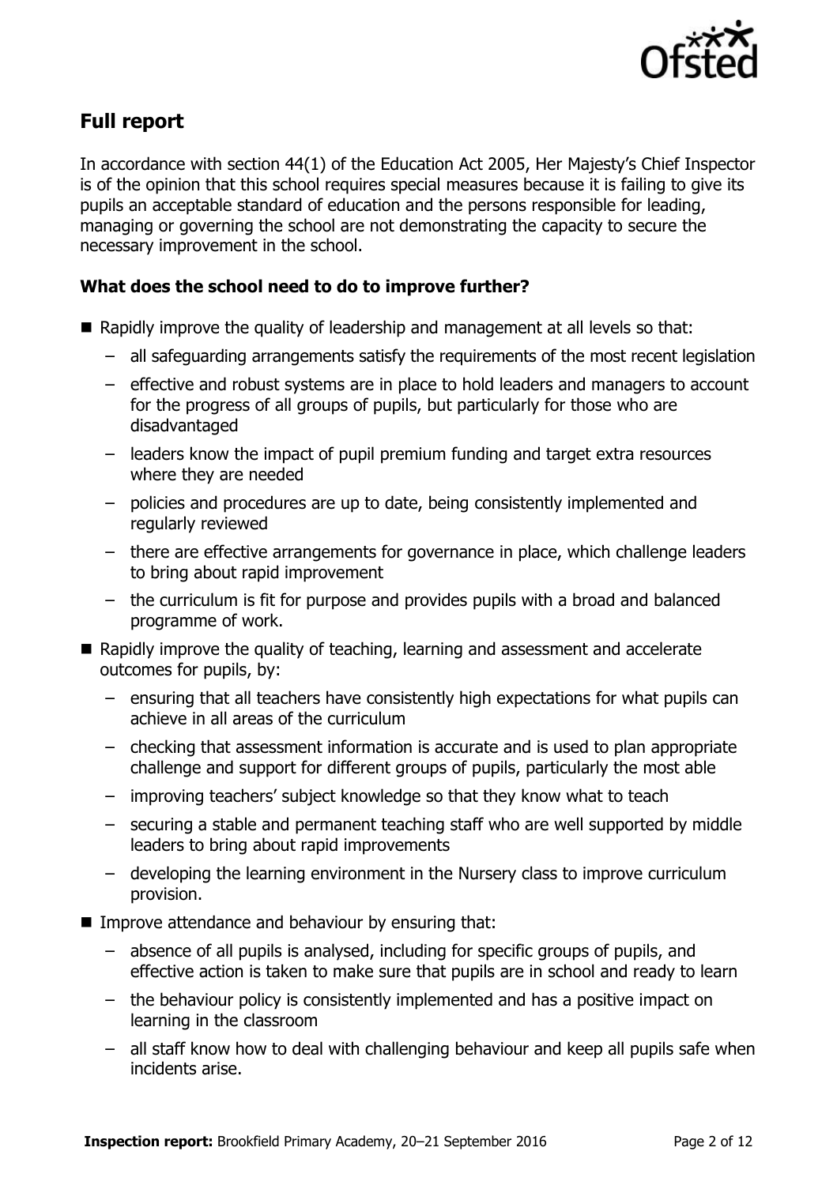## Full report

In accordance with section 44(1) of the Education Act 2005, Her Majesty's Chief Inspector is of the opinion that this school requires special measures because it is failing to give its pupils an acceptable standard of education and the persons responsible for leading, managing or governing the school are not demonstrating the capacity to secure the necessary improvement in the school.

### What does the school need to do to improve further?

- Rapidly improve the quality of leadership and management at all levels so that:
  - all safeguarding arrangements satisfy the requirements of the most recent legislation
  - effective and robust systems are in place to hold leaders and managers to account for the progress of all groups of pupils, but particularly for those who are disadvantaged
  - leaders know the impact of pupil premium funding and target extra resources where they are needed
  - policies and procedures are up to date, being consistently implemented and regularly reviewed
  - there are effective arrangements for governance in place, which challenge leaders to bring about rapid improvement
  - the curriculum is fit for purpose and provides pupils with a broad and balanced programme of work.
- Rapidly improve the quality of teaching, learning and assessment and accelerate outcomes for pupils, by:
  - ensuring that all teachers have consistently high expectations for what pupils can achieve in all areas of the curriculum
  - checking that assessment information is accurate and is used to plan appropriate challenge and support for different groups of pupils, particularly the most able
  - improving teachers' subject knowledge so that they know what to teach
  - securing a stable and permanent teaching staff who are well supported by middle leaders to bring about rapid improvements
  - developing the learning environment in the Nursery class to improve curriculum provision.
- Improve attendance and behaviour by ensuring that:
  - absence of all pupils is analysed, including for specific groups of pupils, and effective action is taken to make sure that pupils are in school and ready to learn
  - the behaviour policy is consistently implemented and has a positive impact on learning in the classroom
  - all staff know how to deal with challenging behaviour and keep all pupils safe when incidents arise.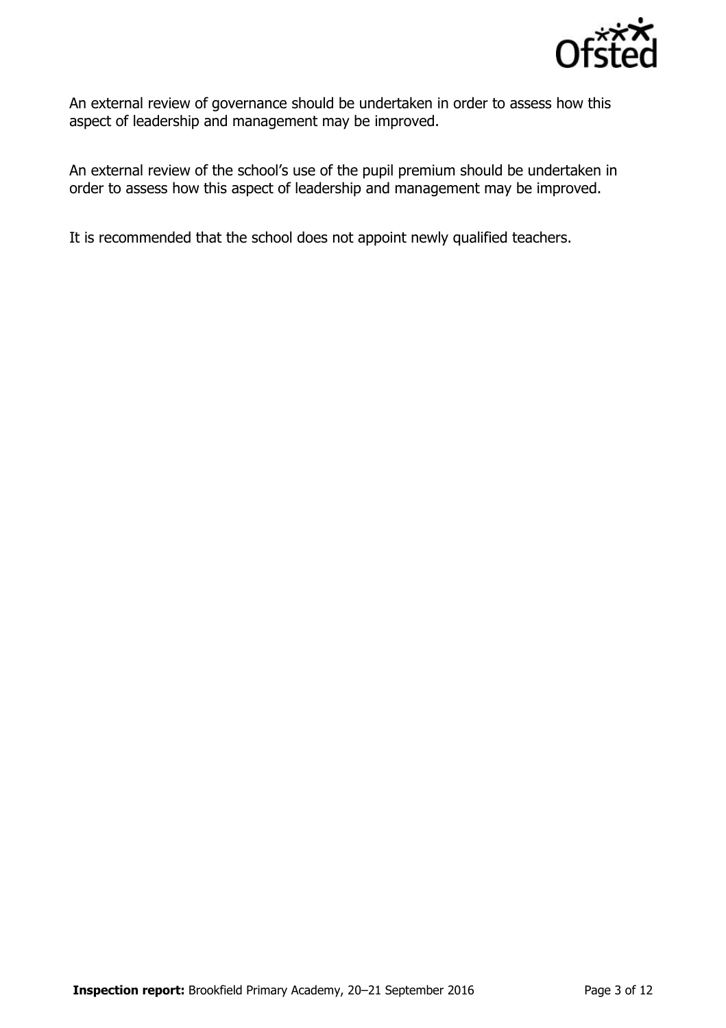An external review of governance should be undertaken in order to assess how this aspect of leadership and management may be improved.

An external review of the school's use of the pupil premium should be undertaken in order to assess how this aspect of leadership and management may be improved.

It is recommended that the school does not appoint newly qualified teachers.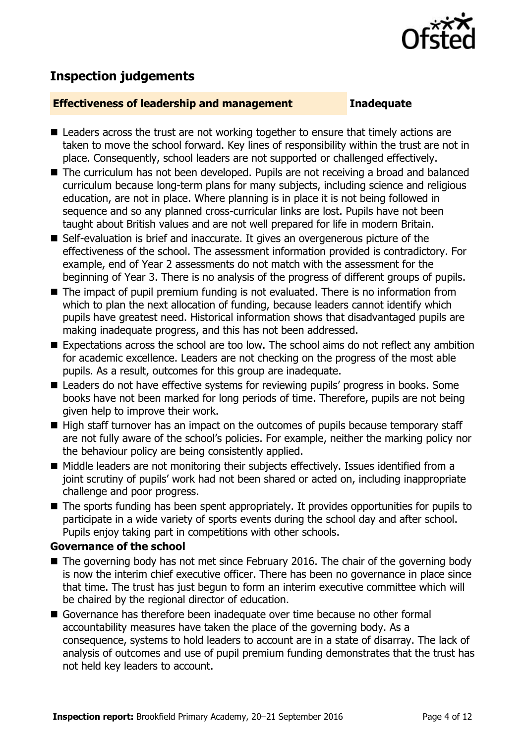## Inspection judgements

### Effectiveness of leadership and management — Inadequate

- Leaders across the trust are not working together to ensure that timely actions are taken to move the school forward. Key lines of responsibility within the trust are not in place. Consequently, school leaders are not supported or challenged effectively.
- The curriculum has not been developed. Pupils are not receiving a broad and balanced curriculum because long-term plans for many subjects, including science and religious education, are not in place. Where planning is in place it is not being followed in sequence and so any planned cross-curricular links are lost. Pupils have not been taught about British values and are not well prepared for life in modern Britain.
- Self-evaluation is brief and inaccurate. It gives an overgenerous picture of the effectiveness of the school. The assessment information provided is contradictory. For example, end of Year 2 assessments do not match with the assessment for the beginning of Year 3. There is no analysis of the progress of different groups of pupils.
- The impact of pupil premium funding is not evaluated. There is no information from which to plan the next allocation of funding, because leaders cannot identify which pupils have greatest need. Historical information shows that disadvantaged pupils are making inadequate progress, and this has not been addressed.
- Expectations across the school are too low. The school aims do not reflect any ambition for academic excellence. Leaders are not checking on the progress of the most able pupils. As a result, outcomes for this group are inadequate.
- Leaders do not have effective systems for reviewing pupils' progress in books. Some books have not been marked for long periods of time. Therefore, pupils are not being given help to improve their work.
- High staff turnover has an impact on the outcomes of pupils because temporary staff are not fully aware of the school's policies. For example, neither the marking policy nor the behaviour policy are being consistently applied.
- Middle leaders are not monitoring their subjects effectively. Issues identified from a joint scrutiny of pupils' work had not been shared or acted on, including inappropriate challenge and poor progress.
- The sports funding has been spent appropriately. It provides opportunities for pupils to participate in a wide variety of sports events during the school day and after school. Pupils enjoy taking part in competitions with other schools.

#### Governance of the school

- The governing body has not met since February 2016. The chair of the governing body is now the interim chief executive officer. There has been no governance in place since that time. The trust has just begun to form an interim executive committee which will be chaired by the regional director of education.
- Governance has therefore been inadequate over time because no other formal accountability measures have taken the place of the governing body. As a consequence, systems to hold leaders to account are in a state of disarray. The lack of analysis of outcomes and use of pupil premium funding demonstrates that the trust has not held key leaders to account.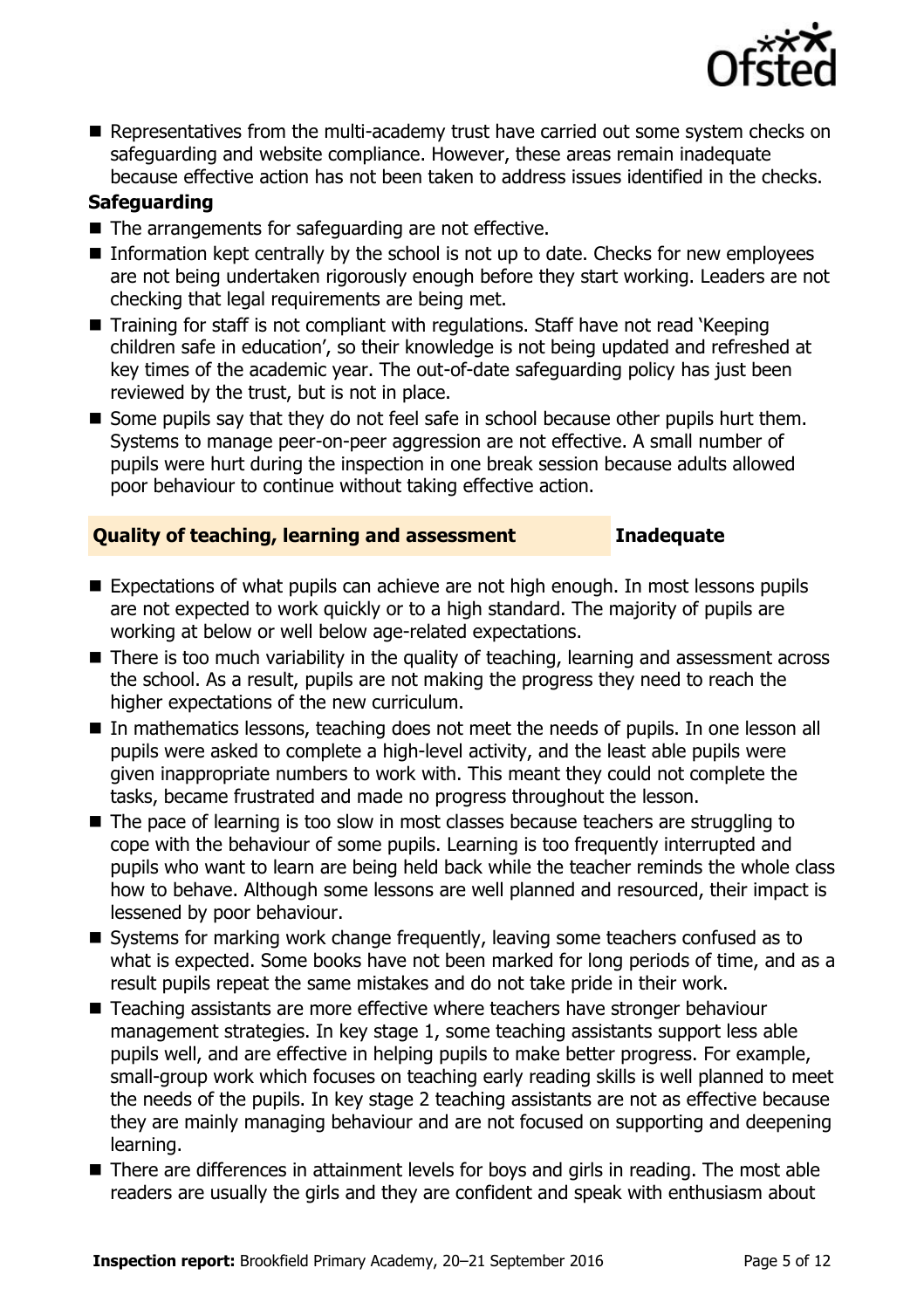- Representatives from the multi-academy trust have carried out some system checks on safeguarding and website compliance. However, these areas remain inadequate because effective action has not been taken to address issues identified in the checks.

### Safeguarding

- The arrangements for safeguarding are not effective.
- Information kept centrally by the school is not up to date. Checks for new employees are not being undertaken rigorously enough before they start working. Leaders are not checking that legal requirements are being met.
- Training for staff is not compliant with regulations. Staff have not read 'Keeping children safe in education', so their knowledge is not being updated and refreshed at key times of the academic year. The out-of-date safeguarding policy has just been reviewed by the trust, but is not in place.
- Some pupils say that they do not feel safe in school because other pupils hurt them. Systems to manage peer-on-peer aggression are not effective. A small number of pupils were hurt during the inspection in one break session because adults allowed poor behaviour to continue without taking effective action.

## Quality of teaching, learning and assessment — Inadequate

- Expectations of what pupils can achieve are not high enough. In most lessons pupils are not expected to work quickly or to a high standard. The majority of pupils are working at below or well below age-related expectations.
- There is too much variability in the quality of teaching, learning and assessment across the school. As a result, pupils are not making the progress they need to reach the higher expectations of the new curriculum.
- In mathematics lessons, teaching does not meet the needs of pupils. In one lesson all pupils were asked to complete a high-level activity, and the least able pupils were given inappropriate numbers to work with. This meant they could not complete the tasks, became frustrated and made no progress throughout the lesson.
- The pace of learning is too slow in most classes because teachers are struggling to cope with the behaviour of some pupils. Learning is too frequently interrupted and pupils who want to learn are being held back while the teacher reminds the whole class how to behave. Although some lessons are well planned and resourced, their impact is lessened by poor behaviour.
- Systems for marking work change frequently, leaving some teachers confused as to what is expected. Some books have not been marked for long periods of time, and as a result pupils repeat the same mistakes and do not take pride in their work.
- Teaching assistants are more effective where teachers have stronger behaviour management strategies. In key stage 1, some teaching assistants support less able pupils well, and are effective in helping pupils to make better progress. For example, small-group work which focuses on teaching early reading skills is well planned to meet the needs of the pupils. In key stage 2 teaching assistants are not as effective because they are mainly managing behaviour and are not focused on supporting and deepening learning.
- There are differences in attainment levels for boys and girls in reading. The most able readers are usually the girls and they are confident and speak with enthusiasm about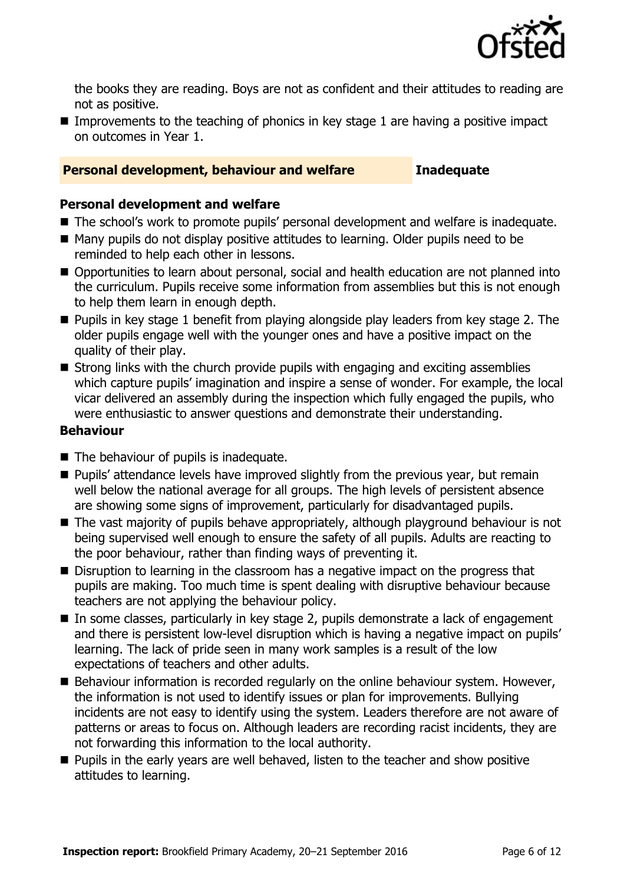the books they are reading. Boys are not as confident and their attitudes to reading are not as positive.

- Improvements to the teaching of phonics in key stage 1 are having a positive impact on outcomes in Year 1.

## Personal development, behaviour and welfare — Inadequate

### Personal development and welfare

- The school's work to promote pupils' personal development and welfare is inadequate.
- Many pupils do not display positive attitudes to learning. Older pupils need to be reminded to help each other in lessons.
- Opportunities to learn about personal, social and health education are not planned into the curriculum. Pupils receive some information from assemblies but this is not enough to help them learn in enough depth.
- Pupils in key stage 1 benefit from playing alongside play leaders from key stage 2. The older pupils engage well with the younger ones and have a positive impact on the quality of their play.
- Strong links with the church provide pupils with engaging and exciting assemblies which capture pupils' imagination and inspire a sense of wonder. For example, the local vicar delivered an assembly during the inspection which fully engaged the pupils, who were enthusiastic to answer questions and demonstrate their understanding.

### Behaviour

- The behaviour of pupils is inadequate.
- Pupils' attendance levels have improved slightly from the previous year, but remain well below the national average for all groups. The high levels of persistent absence are showing some signs of improvement, particularly for disadvantaged pupils.
- The vast majority of pupils behave appropriately, although playground behaviour is not being supervised well enough to ensure the safety of all pupils. Adults are reacting to the poor behaviour, rather than finding ways of preventing it.
- Disruption to learning in the classroom has a negative impact on the progress that pupils are making. Too much time is spent dealing with disruptive behaviour because teachers are not applying the behaviour policy.
- In some classes, particularly in key stage 2, pupils demonstrate a lack of engagement and there is persistent low-level disruption which is having a negative impact on pupils' learning. The lack of pride seen in many work samples is a result of the low expectations of teachers and other adults.
- Behaviour information is recorded regularly on the online behaviour system. However, the information is not used to identify issues or plan for improvements. Bullying incidents are not easy to identify using the system. Leaders therefore are not aware of patterns or areas to focus on. Although leaders are recording racist incidents, they are not forwarding this information to the local authority.
- Pupils in the early years are well behaved, listen to the teacher and show positive attitudes to learning.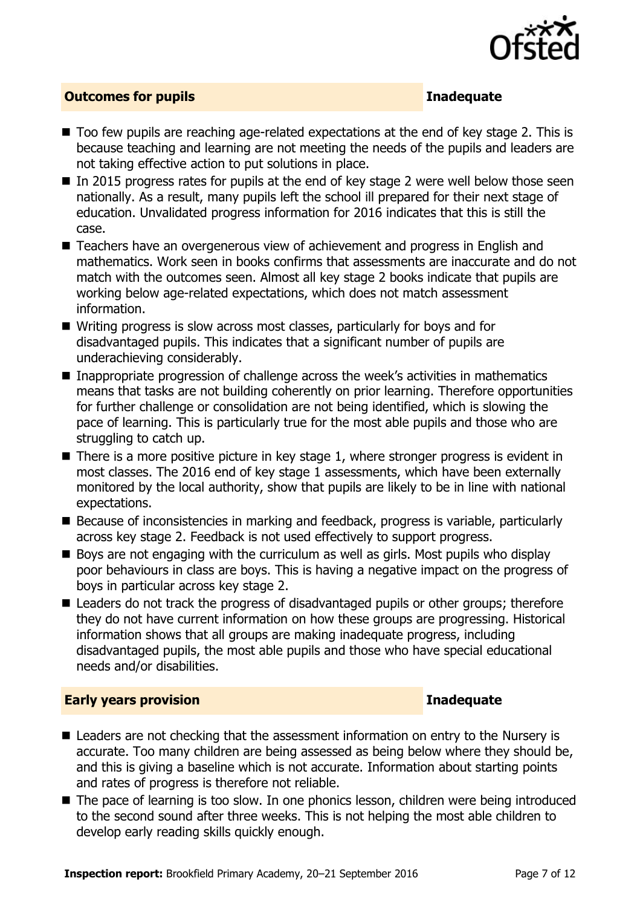## Outcomes for pupils — Inadequate

- Too few pupils are reaching age-related expectations at the end of key stage 2. This is because teaching and learning are not meeting the needs of the pupils and leaders are not taking effective action to put solutions in place.
- In 2015 progress rates for pupils at the end of key stage 2 were well below those seen nationally. As a result, many pupils left the school ill prepared for their next stage of education. Unvalidated progress information for 2016 indicates that this is still the case.
- Teachers have an overgenerous view of achievement and progress in English and mathematics. Work seen in books confirms that assessments are inaccurate and do not match with the outcomes seen. Almost all key stage 2 books indicate that pupils are working below age-related expectations, which does not match assessment information.
- Writing progress is slow across most classes, particularly for boys and for disadvantaged pupils. This indicates that a significant number of pupils are underachieving considerably.
- Inappropriate progression of challenge across the week's activities in mathematics means that tasks are not building coherently on prior learning. Therefore opportunities for further challenge or consolidation are not being identified, which is slowing the pace of learning. This is particularly true for the most able pupils and those who are struggling to catch up.
- There is a more positive picture in key stage 1, where stronger progress is evident in most classes. The 2016 end of key stage 1 assessments, which have been externally monitored by the local authority, show that pupils are likely to be in line with national expectations.
- Because of inconsistencies in marking and feedback, progress is variable, particularly across key stage 2. Feedback is not used effectively to support progress.
- Boys are not engaging with the curriculum as well as girls. Most pupils who display poor behaviours in class are boys. This is having a negative impact on the progress of boys in particular across key stage 2.
- Leaders do not track the progress of disadvantaged pupils or other groups; therefore they do not have current information on how these groups are progressing. Historical information shows that all groups are making inadequate progress, including disadvantaged pupils, the most able pupils and those who have special educational needs and/or disabilities.

## Early years provision — Inadequate

- Leaders are not checking that the assessment information on entry to the Nursery is accurate. Too many children are being assessed as being below where they should be, and this is giving a baseline which is not accurate. Information about starting points and rates of progress is therefore not reliable.
- The pace of learning is too slow. In one phonics lesson, children were being introduced to the second sound after three weeks. This is not helping the most able children to develop early reading skills quickly enough.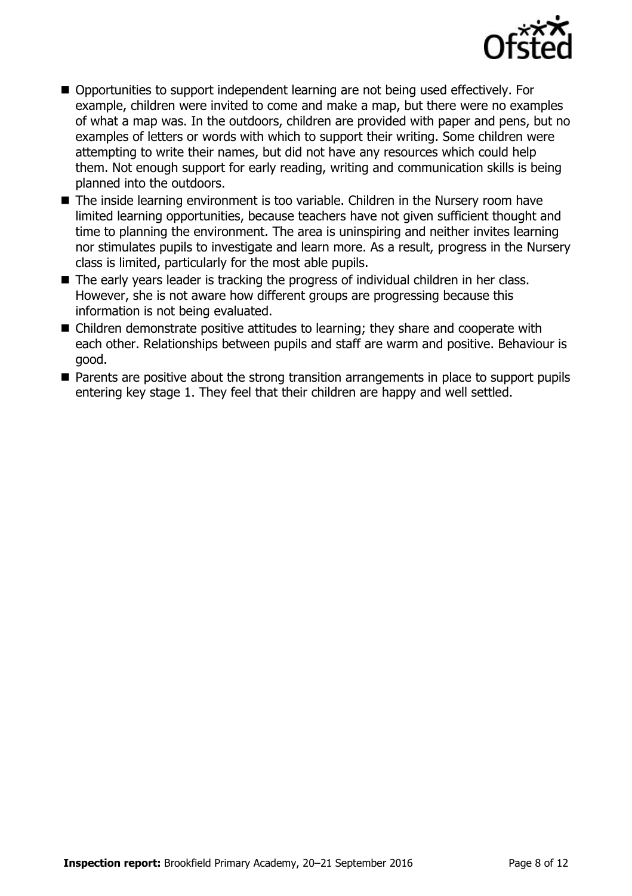- Opportunities to support independent learning are not being used effectively. For example, children were invited to come and make a map, but there were no examples of what a map was. In the outdoors, children are provided with paper and pens, but no examples of letters or words with which to support their writing. Some children were attempting to write their names, but did not have any resources which could help them. Not enough support for early reading, writing and communication skills is being planned into the outdoors.
- The inside learning environment is too variable. Children in the Nursery room have limited learning opportunities, because teachers have not given sufficient thought and time to planning the environment. The area is uninspiring and neither invites learning nor stimulates pupils to investigate and learn more. As a result, progress in the Nursery class is limited, particularly for the most able pupils.
- The early years leader is tracking the progress of individual children in her class. However, she is not aware how different groups are progressing because this information is not being evaluated.
- Children demonstrate positive attitudes to learning; they share and cooperate with each other. Relationships between pupils and staff are warm and positive. Behaviour is good.
- Parents are positive about the strong transition arrangements in place to support pupils entering key stage 1. They feel that their children are happy and well settled.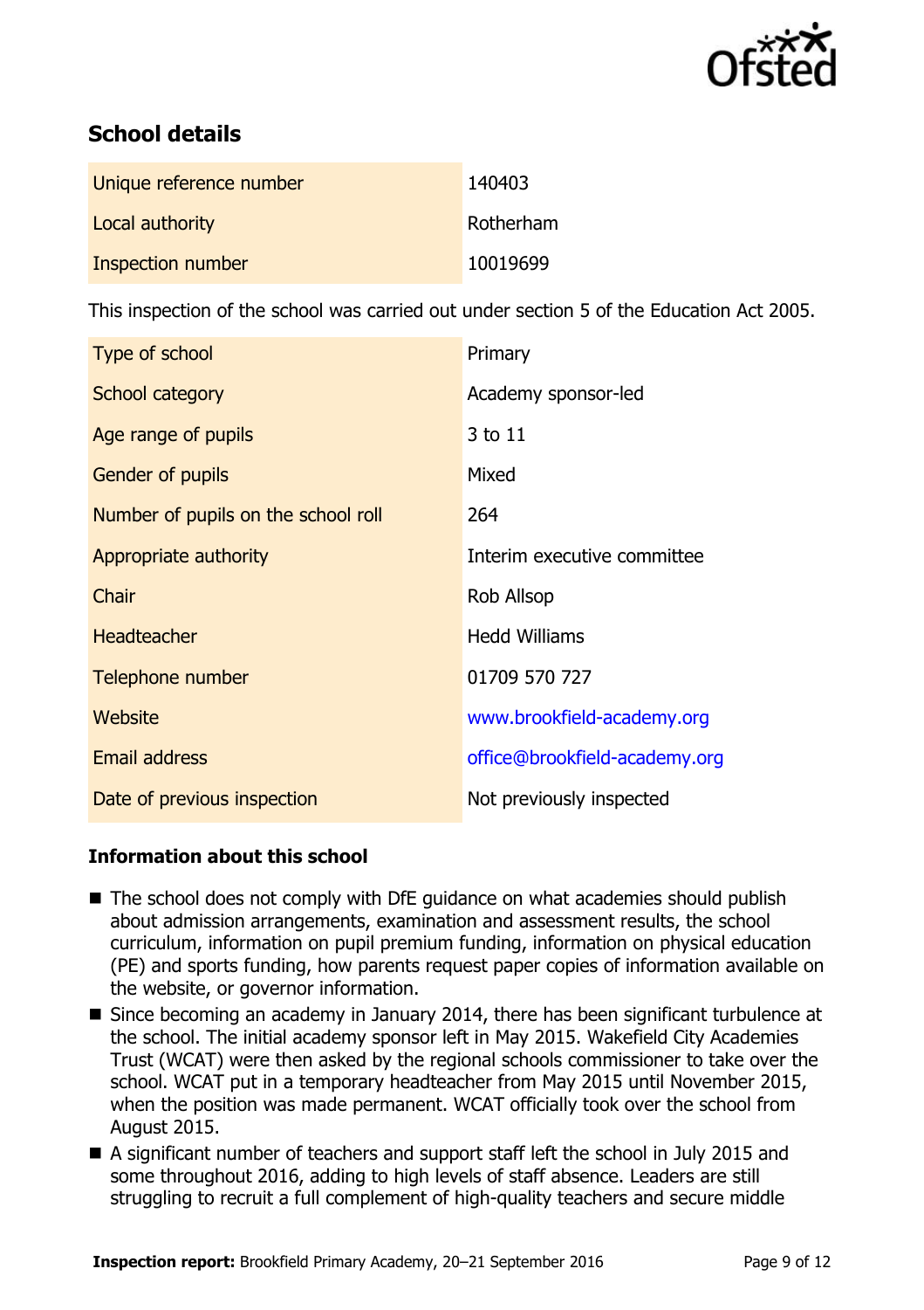## School details

| | |
|---|---|
| Unique reference number | 140403 |
| Local authority | Rotherham |
| Inspection number | 10019699 |

This inspection of the school was carried out under section 5 of the Education Act 2005.

| | |
|---|---|
| Type of school | Primary |
| School category | Academy sponsor-led |
| Age range of pupils | 3 to 11 |
| Gender of pupils | Mixed |
| Number of pupils on the school roll | 264 |
| Appropriate authority | Interim executive committee |
| Chair | Rob Allsop |
| Headteacher | Hedd Williams |
| Telephone number | 01709 570 727 |
| Website | www.brookfield-academy.org |
| Email address | office@brookfield-academy.org |
| Date of previous inspection | Not previously inspected |

### Information about this school

- The school does not comply with DfE guidance on what academies should publish about admission arrangements, examination and assessment results, the school curriculum, information on pupil premium funding, information on physical education (PE) and sports funding, how parents request paper copies of information available on the website, or governor information.
- Since becoming an academy in January 2014, there has been significant turbulence at the school. The initial academy sponsor left in May 2015. Wakefield City Academies Trust (WCAT) were then asked by the regional schools commissioner to take over the school. WCAT put in a temporary headteacher from May 2015 until November 2015, when the position was made permanent. WCAT officially took over the school from August 2015.
- A significant number of teachers and support staff left the school in July 2015 and some throughout 2016, adding to high levels of staff absence. Leaders are still struggling to recruit a full complement of high-quality teachers and secure middle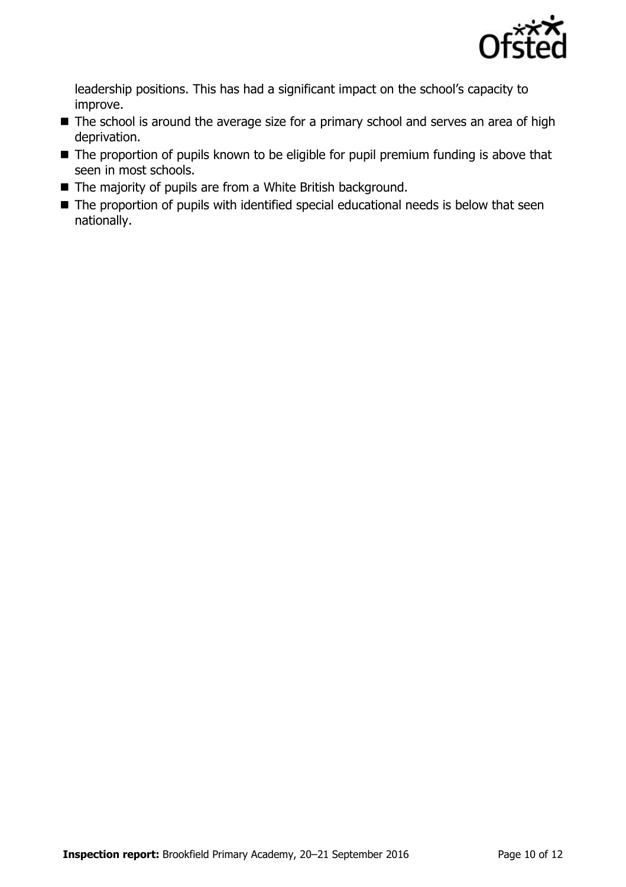leadership positions. This has had a significant impact on the school's capacity to improve.

- The school is around the average size for a primary school and serves an area of high deprivation.
- The proportion of pupils known to be eligible for pupil premium funding is above that seen in most schools.
- The majority of pupils are from a White British background.
- The proportion of pupils with identified special educational needs is below that seen nationally.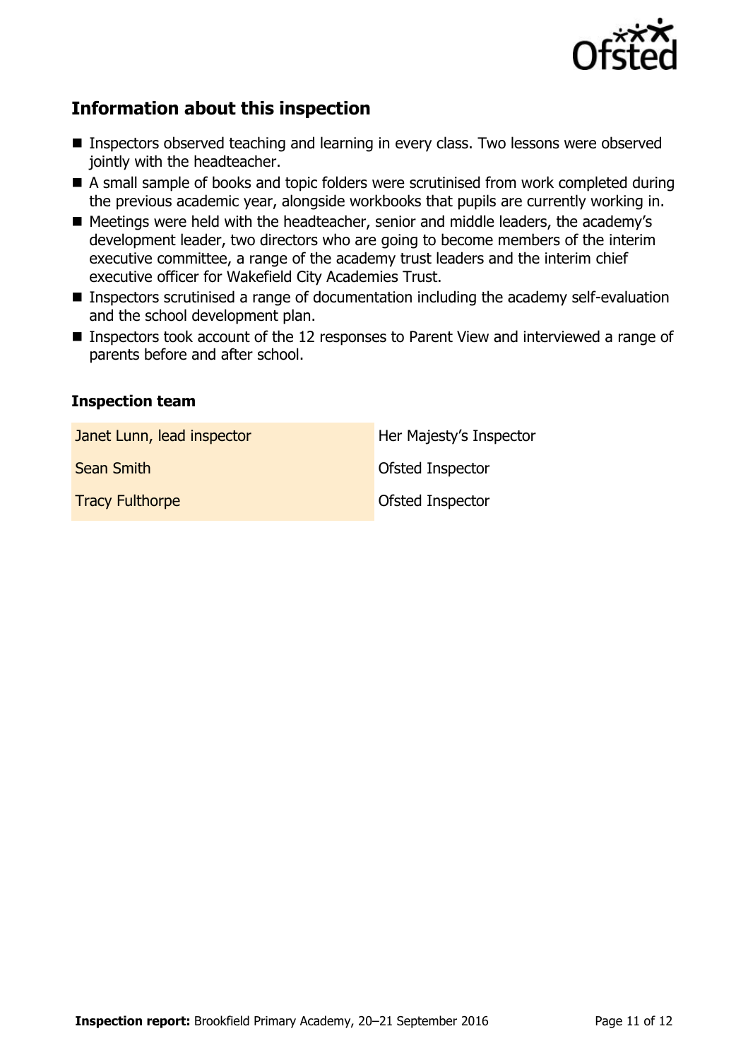## Information about this inspection

- Inspectors observed teaching and learning in every class. Two lessons were observed jointly with the headteacher.
- A small sample of books and topic folders were scrutinised from work completed during the previous academic year, alongside workbooks that pupils are currently working in.
- Meetings were held with the headteacher, senior and middle leaders, the academy's development leader, two directors who are going to become members of the interim executive committee, a range of the academy trust leaders and the interim chief executive officer for Wakefield City Academies Trust.
- Inspectors scrutinised a range of documentation including the academy self-evaluation and the school development plan.
- Inspectors took account of the 12 responses to Parent View and interviewed a range of parents before and after school.

### Inspection team

| | |
|---|---|
| Janet Lunn, lead inspector | Her Majesty's Inspector |
| Sean Smith | Ofsted Inspector |
| Tracy Fulthorpe | Ofsted Inspector |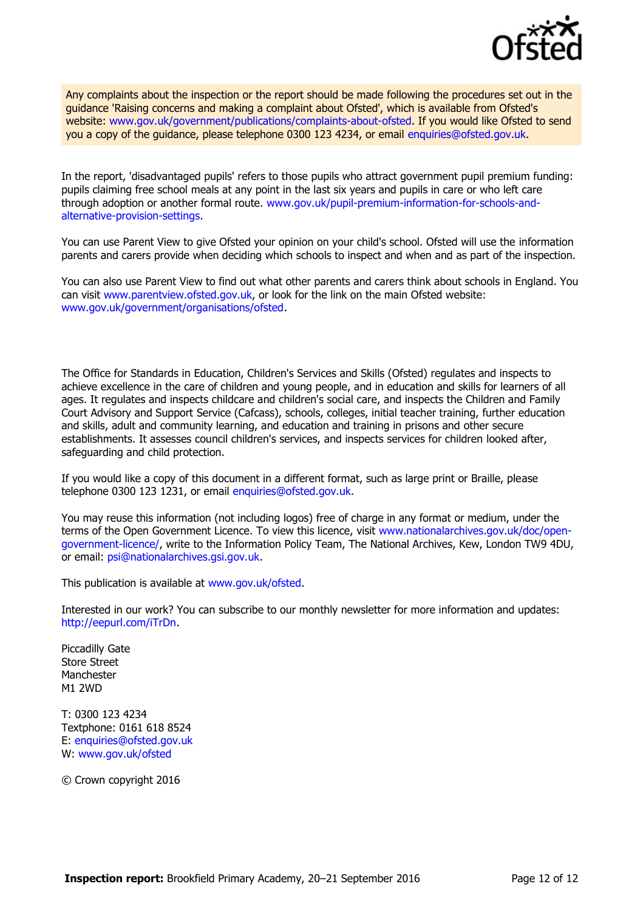Any complaints about the inspection or the report should be made following the procedures set out in the guidance 'Raising concerns and making a complaint about Ofsted', which is available from Ofsted's website: www.gov.uk/government/publications/complaints-about-ofsted. If you would like Ofsted to send you a copy of the guidance, please telephone 0300 123 4234, or email enquiries@ofsted.gov.uk.

In the report, 'disadvantaged pupils' refers to those pupils who attract government pupil premium funding: pupils claiming free school meals at any point in the last six years and pupils in care or who left care through adoption or another formal route. www.gov.uk/pupil-premium-information-for-schools-and-alternative-provision-settings.

You can use Parent View to give Ofsted your opinion on your child's school. Ofsted will use the information parents and carers provide when deciding which schools to inspect and when and as part of the inspection.

You can also use Parent View to find out what other parents and carers think about schools in England. You can visit www.parentview.ofsted.gov.uk, or look for the link on the main Ofsted website: www.gov.uk/government/organisations/ofsted.

The Office for Standards in Education, Children's Services and Skills (Ofsted) regulates and inspects to achieve excellence in the care of children and young people, and in education and skills for learners of all ages. It regulates and inspects childcare and children's social care, and inspects the Children and Family Court Advisory and Support Service (Cafcass), schools, colleges, initial teacher training, further education and skills, adult and community learning, and education and training in prisons and other secure establishments. It assesses council children's services, and inspects services for children looked after, safeguarding and child protection.

If you would like a copy of this document in a different format, such as large print or Braille, please telephone 0300 123 1231, or email enquiries@ofsted.gov.uk.

You may reuse this information (not including logos) free of charge in any format or medium, under the terms of the Open Government Licence. To view this licence, visit www.nationalarchives.gov.uk/doc/open-government-licence/, write to the Information Policy Team, The National Archives, Kew, London TW9 4DU, or email: psi@nationalarchives.gsi.gov.uk.

This publication is available at www.gov.uk/ofsted.

Interested in our work? You can subscribe to our monthly newsletter for more information and updates: http://eepurl.com/iTrDn.

Piccadilly Gate
Store Street
Manchester
M1 2WD

T: 0300 123 4234
Textphone: 0161 618 8524
E: enquiries@ofsted.gov.uk
W: www.gov.uk/ofsted

© Crown copyright 2016